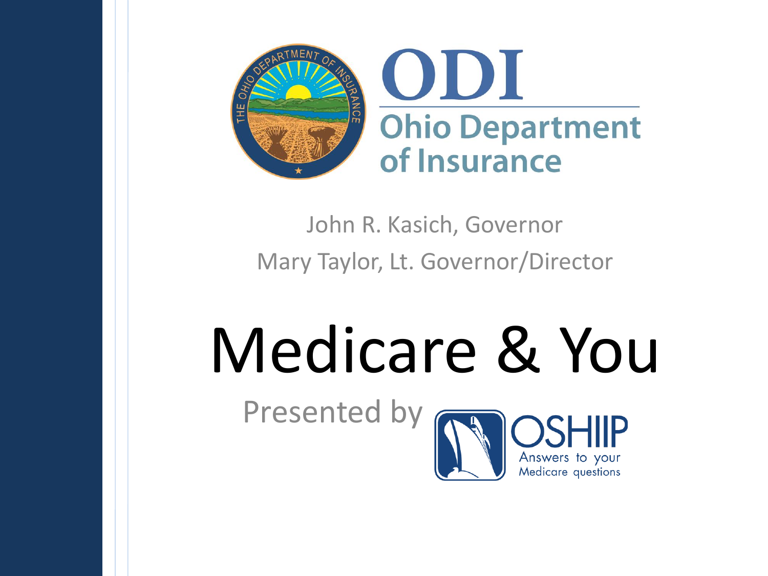ODI

Ohio Department of Insurance

John R. Kasich, Governor

Mary Taylor, Lt. Governor/Director

# Medicare & You

Presented by OSHIIP

Answers to your Medicare questions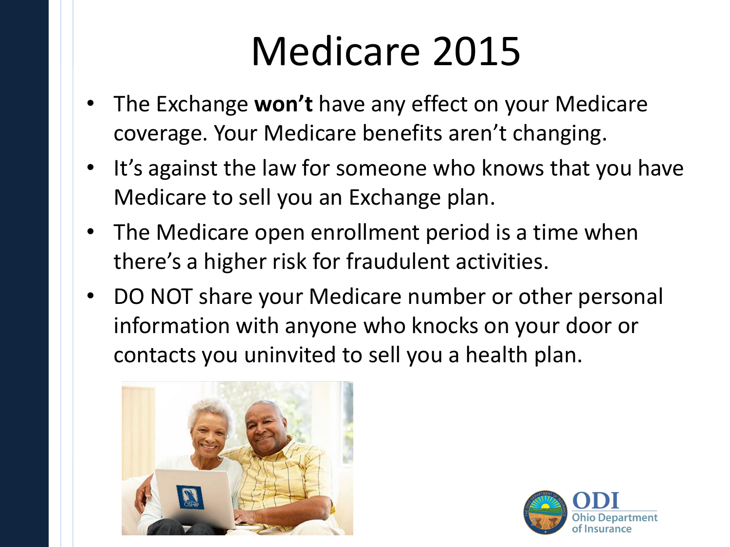# Medicare 2015

- The Exchange **won't** have any effect on your Medicare coverage. Your Medicare benefits aren't changing.
- It's against the law for someone who knows that you have Medicare to sell you an Exchange plan.
- The Medicare open enrollment period is a time when there's a higher risk for fraudulent activities.
- DO NOT share your Medicare number or other personal information with anyone who knocks on your door or contacts you uninvited to sell you a health plan.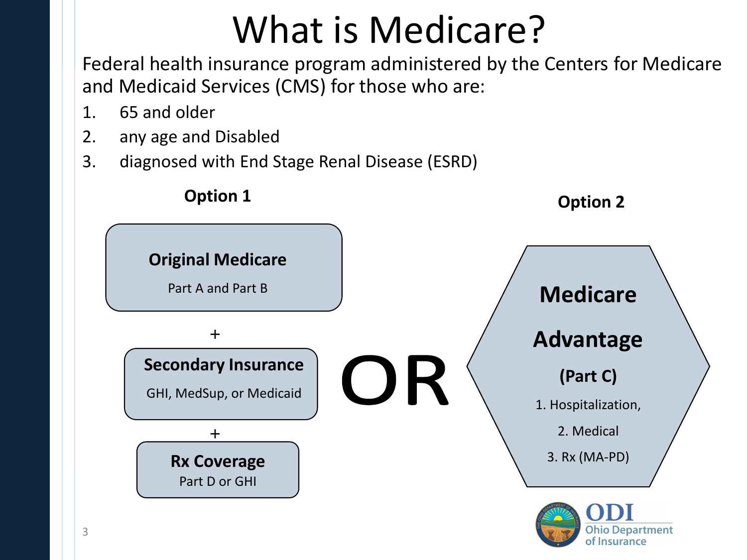# What is Medicare?

Federal health insurance program administered by the Centers for Medicare and Medicaid Services (CMS) for those who are:

1. 65 and older
2. any age and Disabled
3. diagnosed with End Stage Renal Disease (ESRD)

**Option 1**

**Original Medicare**
Part A and Part B

+

**Secondary Insurance**
GHI, MedSup, or Medicaid

+

**Rx Coverage**
Part D or GHI

OR

**Option 2**

**Medicare Advantage**

**(Part C)**

1. Hospitalization,
2. Medical
3. Rx (MA-PD)

ODI
Ohio Department of Insurance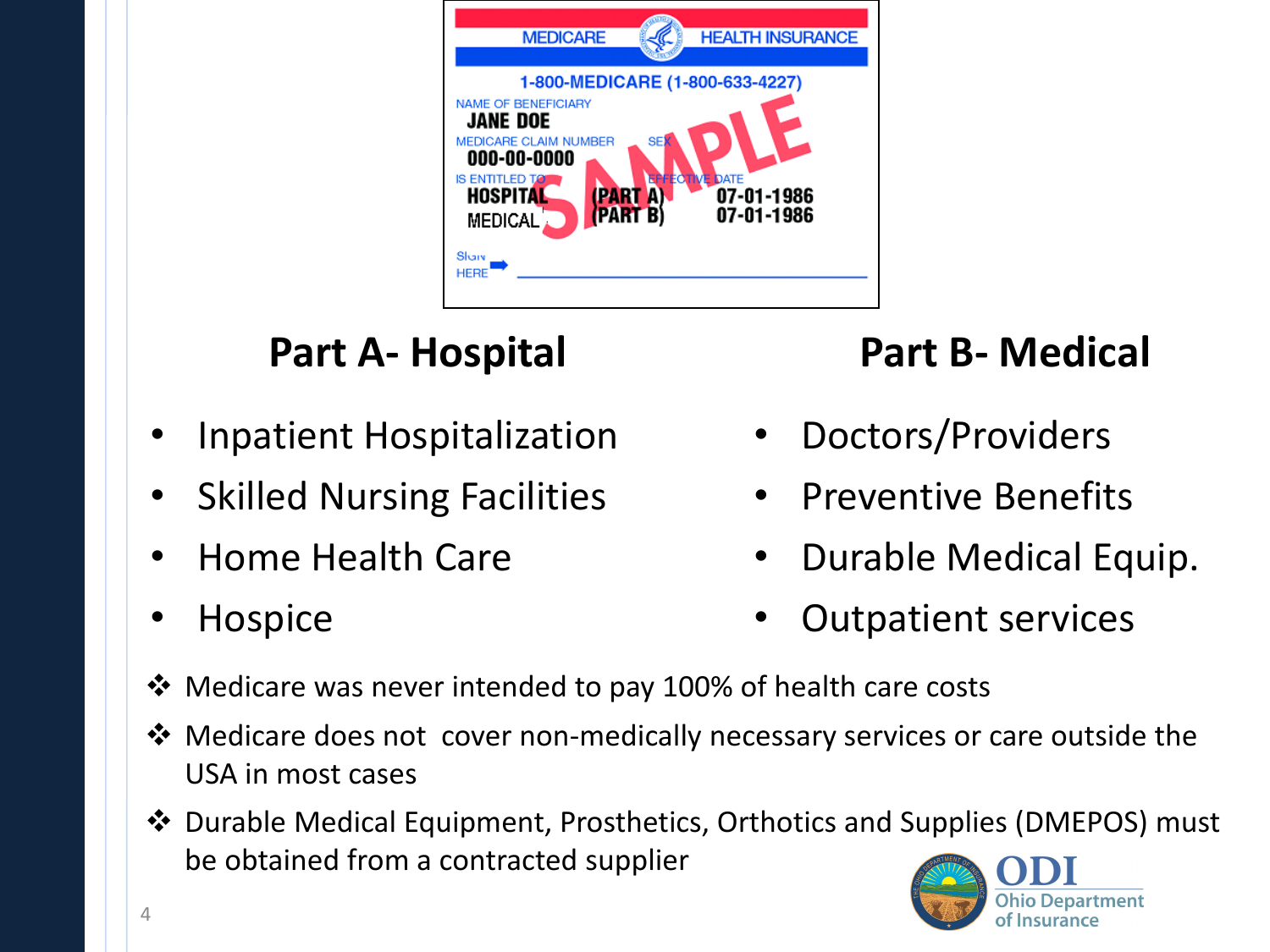## Part A- Hospital

- Inpatient Hospitalization
- Skilled Nursing Facilities
- Home Health Care
- Hospice

## Part B- Medical

- Doctors/Providers
- Preventive Benefits
- Durable Medical Equip.
- Outpatient services

❖ Medicare was never intended to pay 100% of health care costs

❖ Medicare does not cover non-medically necessary services or care outside the USA in most cases

❖ Durable Medical Equipment, Prosthetics, Orthotics and Supplies (DMEPOS) must be obtained from a contracted supplier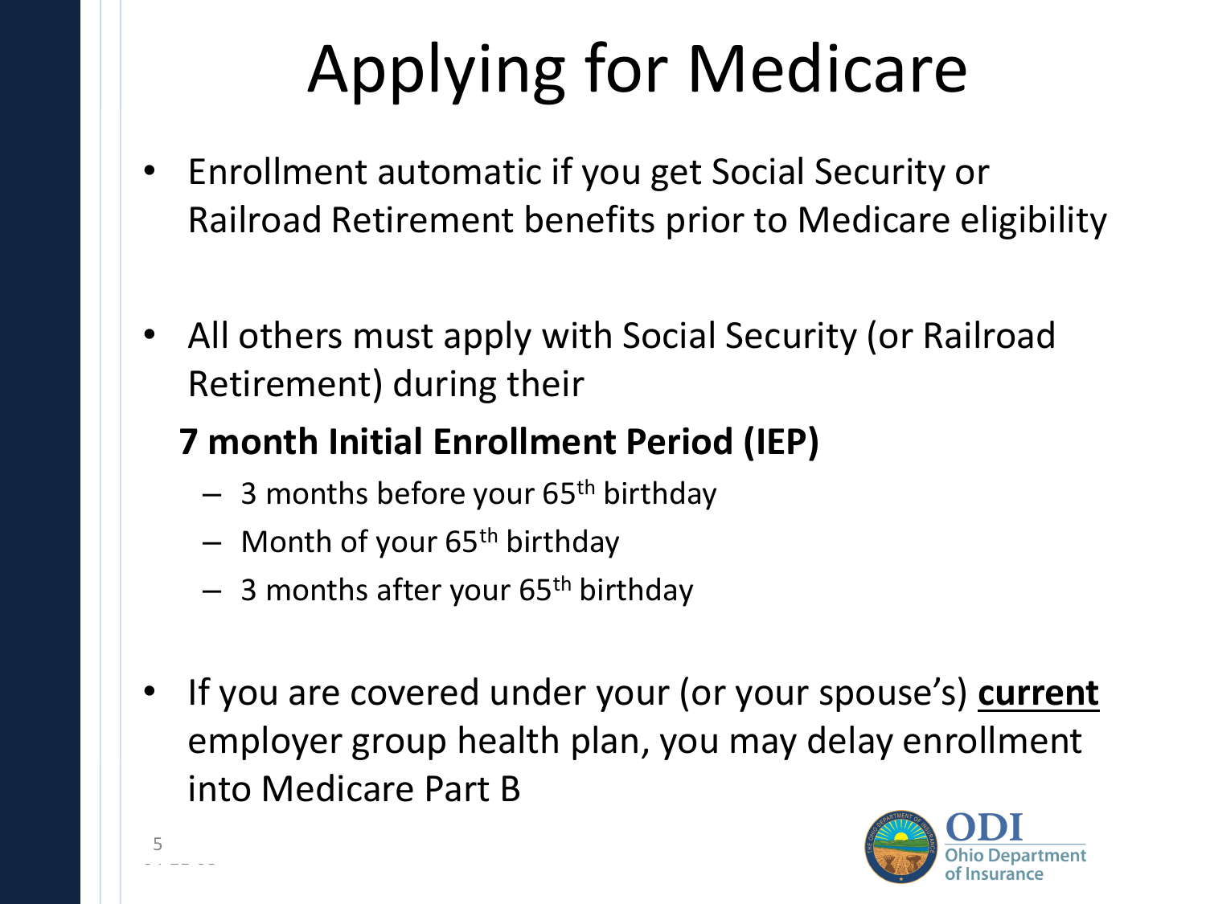# Applying for Medicare

- Enrollment automatic if you get Social Security or Railroad Retirement benefits prior to Medicare eligibility

- All others must apply with Social Security (or Railroad Retirement) during their

  **7 month Initial Enrollment Period (IEP)**

  - 3 months before your 65th birthday
  - Month of your 65th birthday
  - 3 months after your 65th birthday

- If you are covered under your (or your spouse's) **current** employer group health plan, you may delay enrollment into Medicare Part B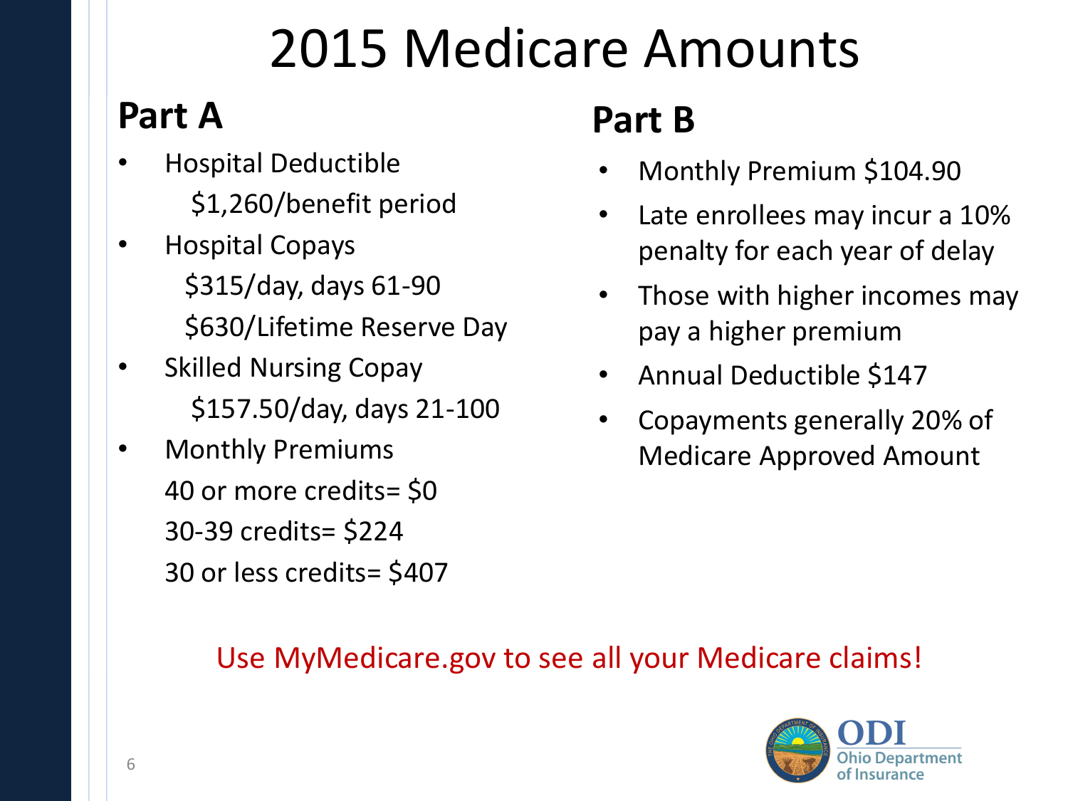# 2015 Medicare Amounts

## Part A

- Hospital Deductible
  $1,260/benefit period
- Hospital Copays
  $315/day, days 61-90
  $630/Lifetime Reserve Day
- Skilled Nursing Copay
  $157.50/day, days 21-100
- Monthly Premiums
  40 or more credits= $0
  30-39 credits= $224
  30 or less credits= $407

## Part B

- Monthly Premium $104.90
- Late enrollees may incur a 10% penalty for each year of delay
- Those with higher incomes may pay a higher premium
- Annual Deductible $147
- Copayments generally 20% of Medicare Approved Amount

Use MyMedicare.gov to see all your Medicare claims!

ODI Ohio Department of Insurance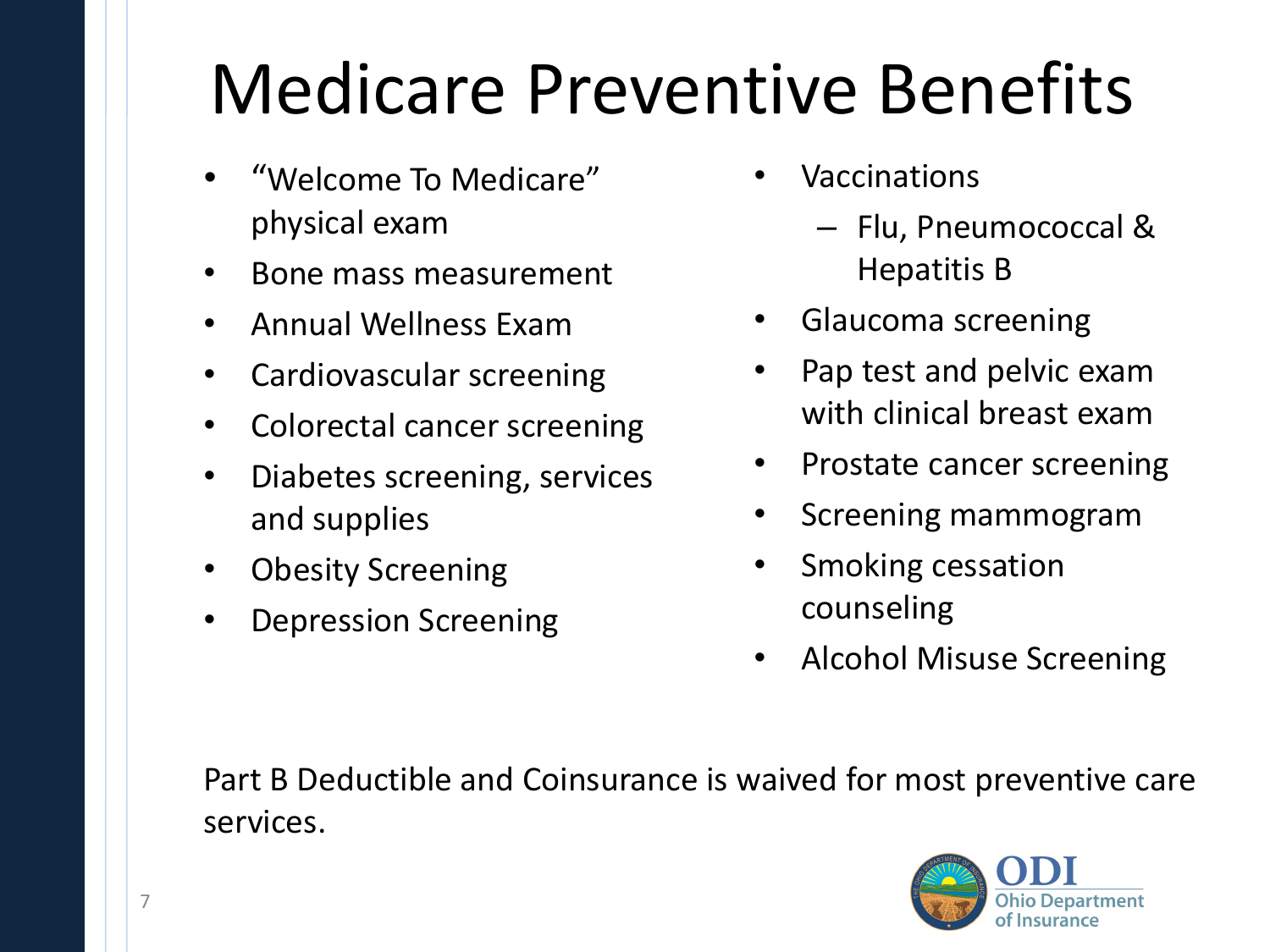# Medicare Preventive Benefits

- "Welcome To Medicare" physical exam
- Bone mass measurement
- Annual Wellness Exam
- Cardiovascular screening
- Colorectal cancer screening
- Diabetes screening, services and supplies
- Obesity Screening
- Depression Screening
- Vaccinations
  - Flu, Pneumococcal & Hepatitis B
- Glaucoma screening
- Pap test and pelvic exam with clinical breast exam
- Prostate cancer screening
- Screening mammogram
- Smoking cessation counseling
- Alcohol Misuse Screening

Part B Deductible and Coinsurance is waived for most preventive care services.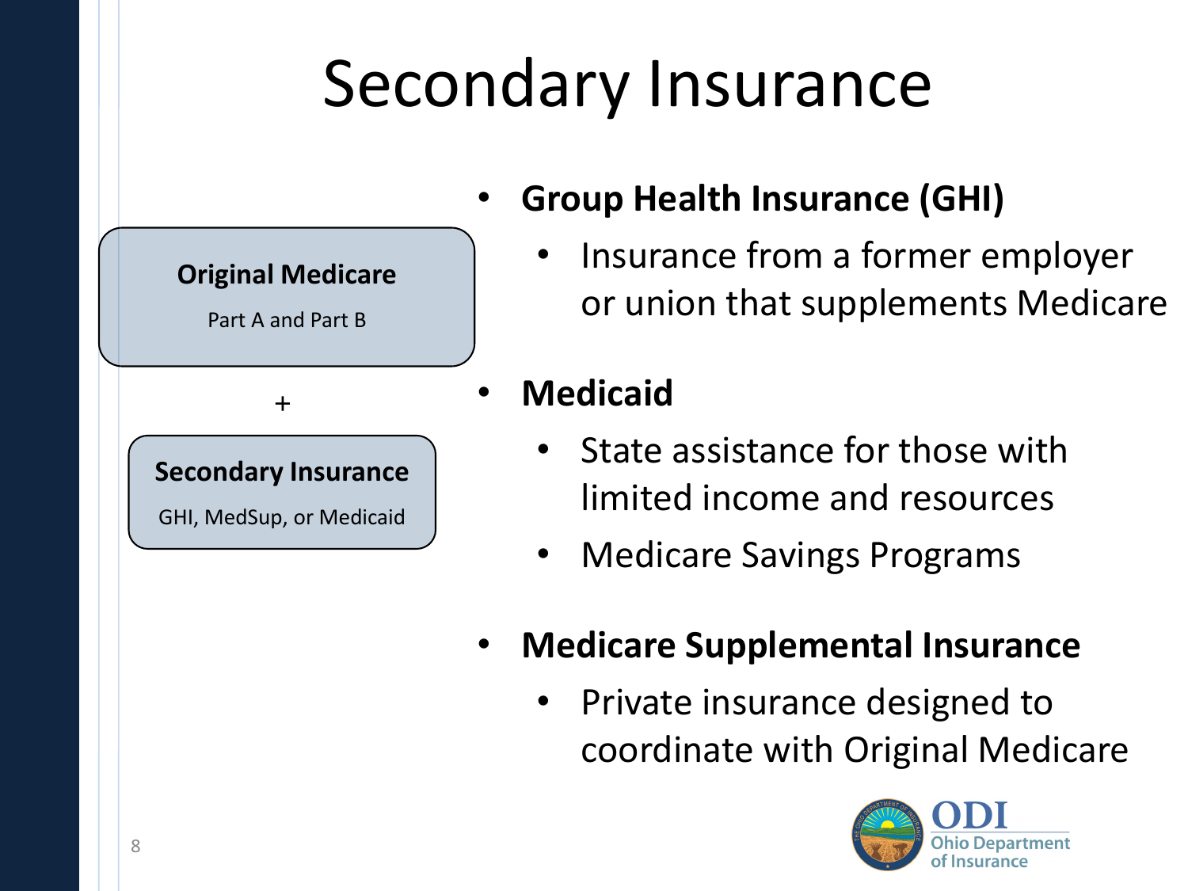# Secondary Insurance

**Original Medicare**

Part A and Part B

+

**Secondary Insurance**

GHI, MedSup, or Medicaid

- **Group Health Insurance (GHI)**
  - Insurance from a former employer or union that supplements Medicare
- **Medicaid**
  - State assistance for those with limited income and resources
  - Medicare Savings Programs
- **Medicare Supplemental Insurance**
  - Private insurance designed to coordinate with Original Medicare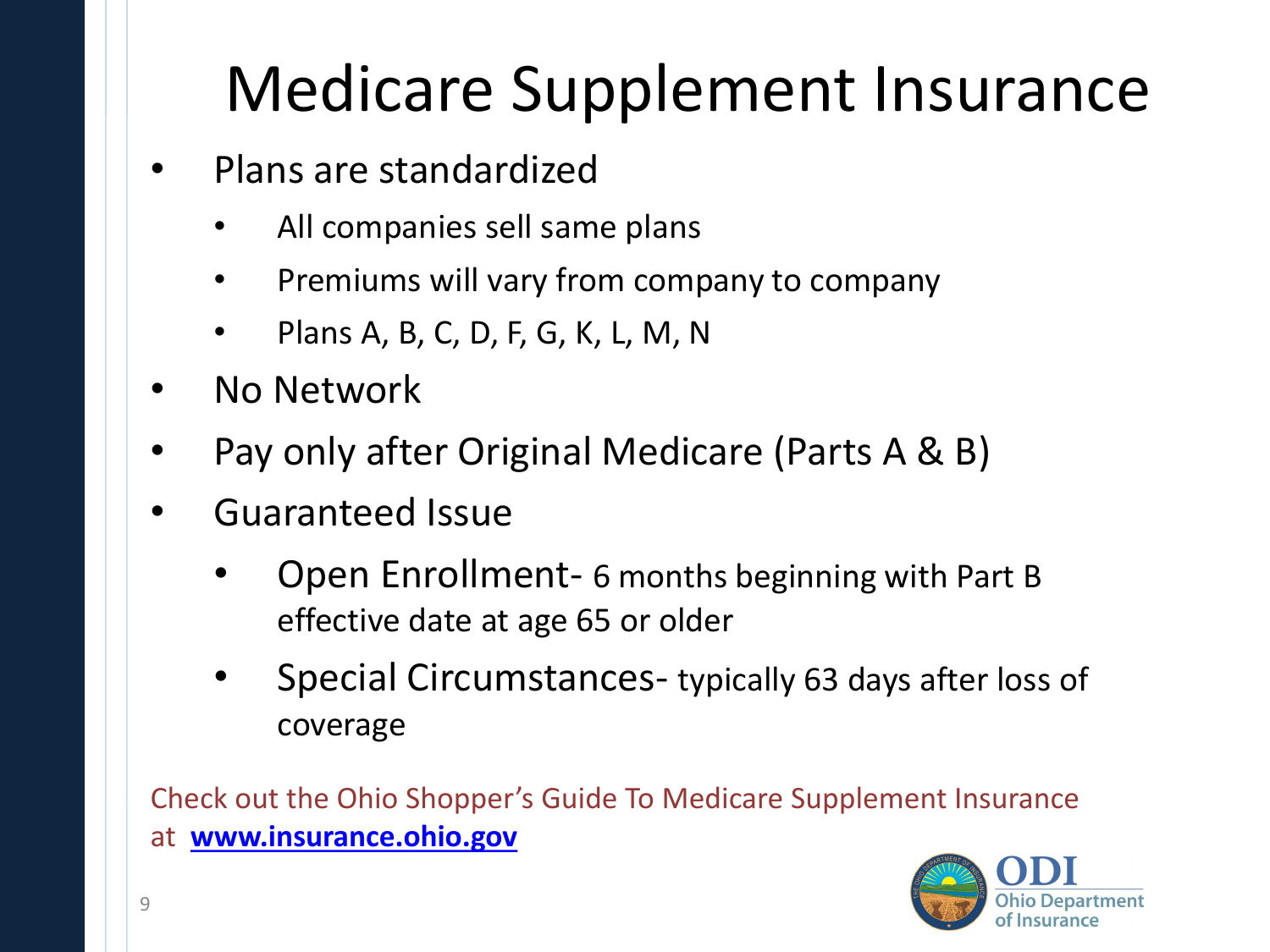# Medicare Supplement Insurance

- Plans are standardized
  - All companies sell same plans
  - Premiums will vary from company to company
  - Plans A, B, C, D, F, G, K, L, M, N
- No Network
- Pay only after Original Medicare (Parts A & B)
- Guaranteed Issue
  - Open Enrollment- 6 months beginning with Part B effective date at age 65 or older
  - Special Circumstances- typically 63 days after loss of coverage

Check out the Ohio Shopper's Guide To Medicare Supplement Insurance at **www.insurance.ohio.gov**

ODI Ohio Department of Insurance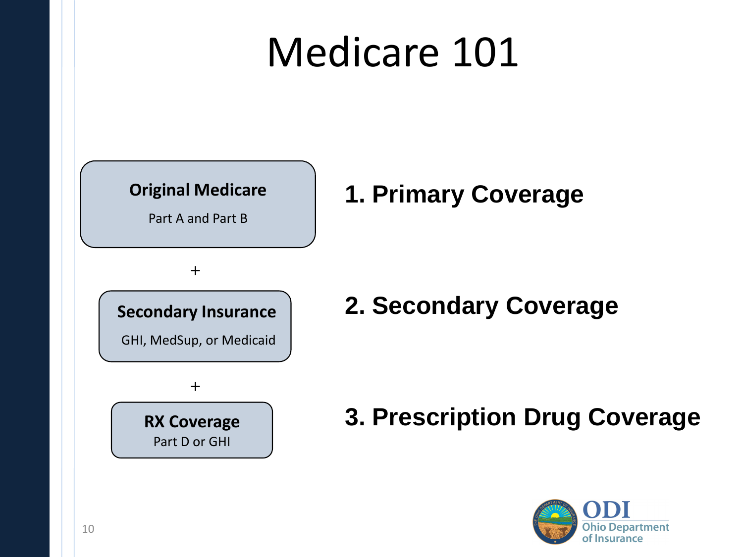# Medicare 101

**Original Medicare**

Part A and Part B

+

**Secondary Insurance**

GHI, MedSup, or Medicaid

+

**RX Coverage**

Part D or GHI

**1. Primary Coverage**

**2. Secondary Coverage**

**3. Prescription Drug Coverage**

ODI
Ohio Department of Insurance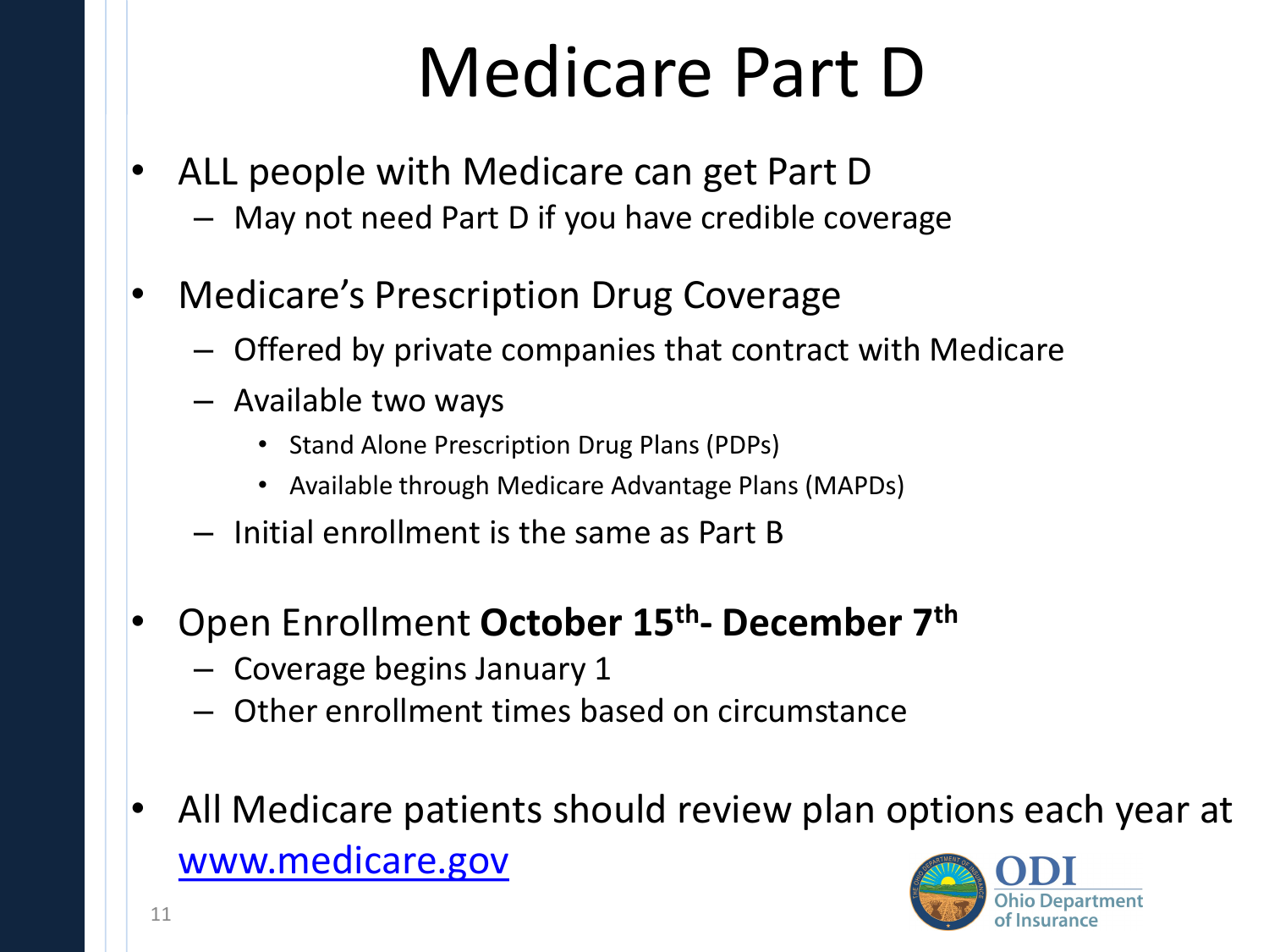# Medicare Part D

- ALL people with Medicare can get Part D
  - May not need Part D if you have credible coverage
- Medicare's Prescription Drug Coverage
  - Offered by private companies that contract with Medicare
  - Available two ways
    - Stand Alone Prescription Drug Plans (PDPs)
    - Available through Medicare Advantage Plans (MAPDs)
  - Initial enrollment is the same as Part B
- Open Enrollment **October 15th- December 7th**
  - Coverage begins January 1
  - Other enrollment times based on circumstance
- All Medicare patients should review plan options each year at [www.medicare.gov](http://www.medicare.gov)

ODI Ohio Department of Insurance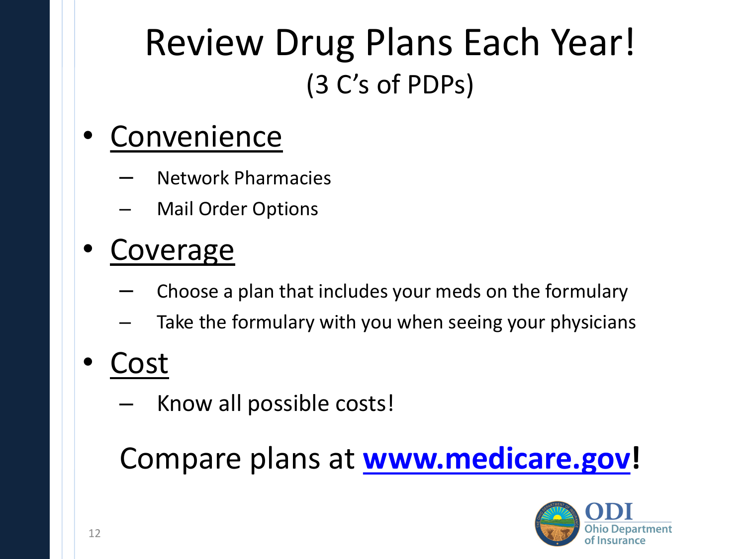# Review Drug Plans Each Year!

## (3 C's of PDPs)

- <u>Convenience</u>
  - Network Pharmacies
  - Mail Order Options
- <u>Coverage</u>
  - Choose a plan that includes your meds on the formulary
  - Take the formulary with you when seeing your physicians
- <u>Cost</u>
  - Know all possible costs!

Compare plans at **[www.medicare.gov](http://www.medicare.gov)!**

ODI Ohio Department of Insurance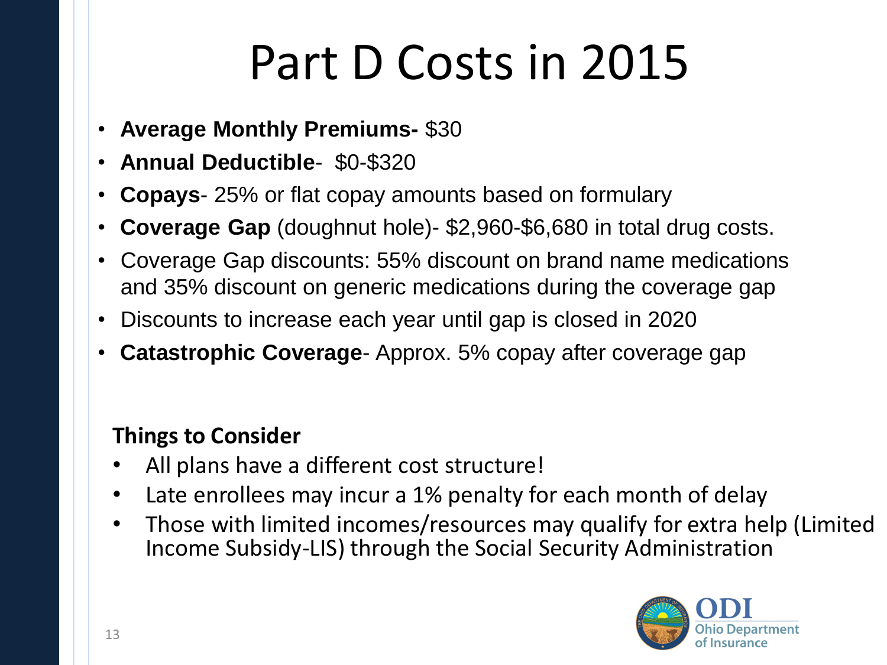# Part D Costs in 2015

- **Average Monthly Premiums-** $30
- **Annual Deductible**- $0-$320
- **Copays**- 25% or flat copay amounts based on formulary
- **Coverage Gap** (doughnut hole)- $2,960-$6,680 in total drug costs.
- Coverage Gap discounts: 55% discount on brand name medications and 35% discount on generic medications during the coverage gap
- Discounts to increase each year until gap is closed in 2020
- **Catastrophic Coverage**- Approx. 5% copay after coverage gap

**Things to Consider**

- All plans have a different cost structure!
- Late enrollees may incur a 1% penalty for each month of delay
- Those with limited incomes/resources may qualify for extra help (Limited Income Subsidy-LIS) through the Social Security Administration

ODI Ohio Department of Insurance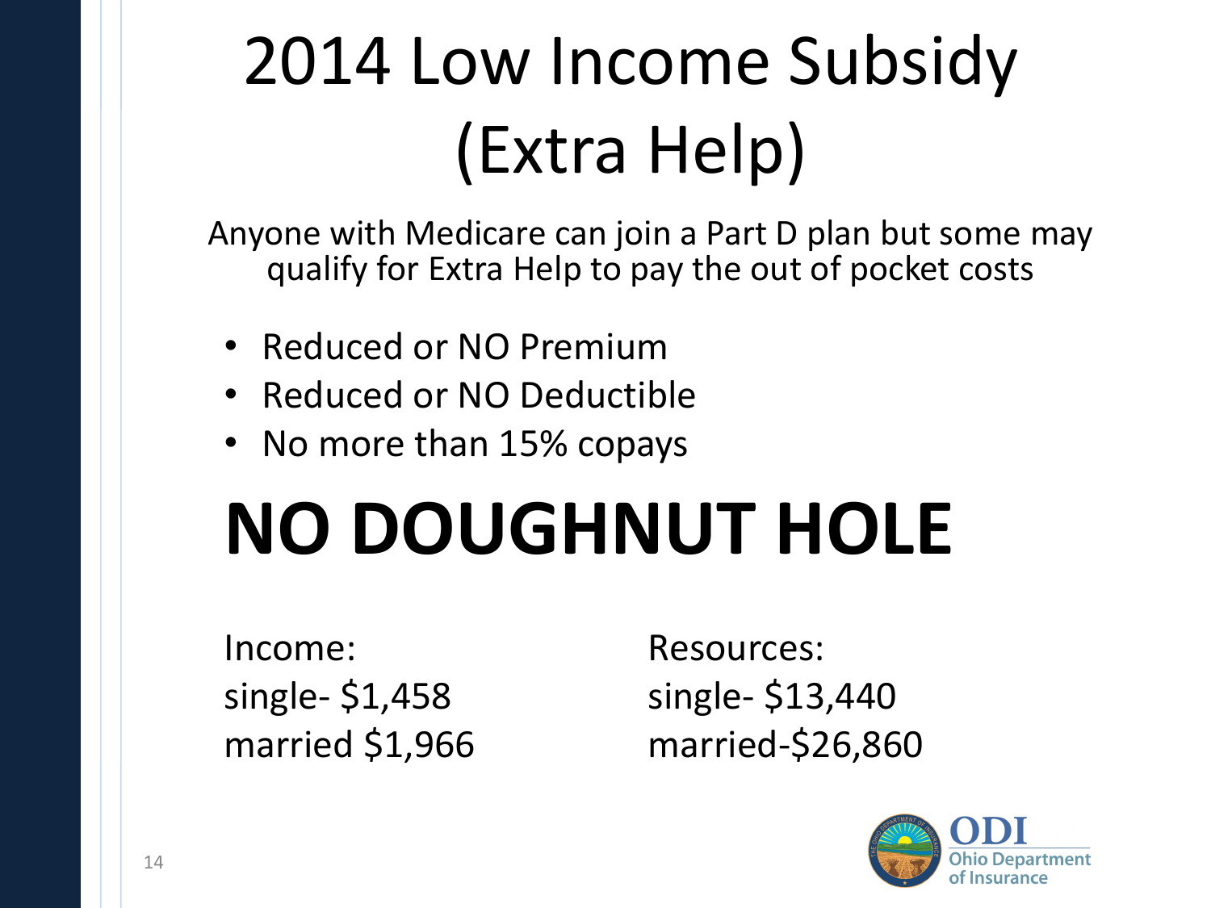# 2014 Low Income Subsidy (Extra Help)

Anyone with Medicare can join a Part D plan but some may qualify for Extra Help to pay the out of pocket costs

- Reduced or NO Premium
- Reduced or NO Deductible
- No more than 15% copays

# NO DOUGHNUT HOLE

Income:
single- $1,458
married $1,966

Resources:
single- $13,440
married-$26,860

ODI
Ohio Department of Insurance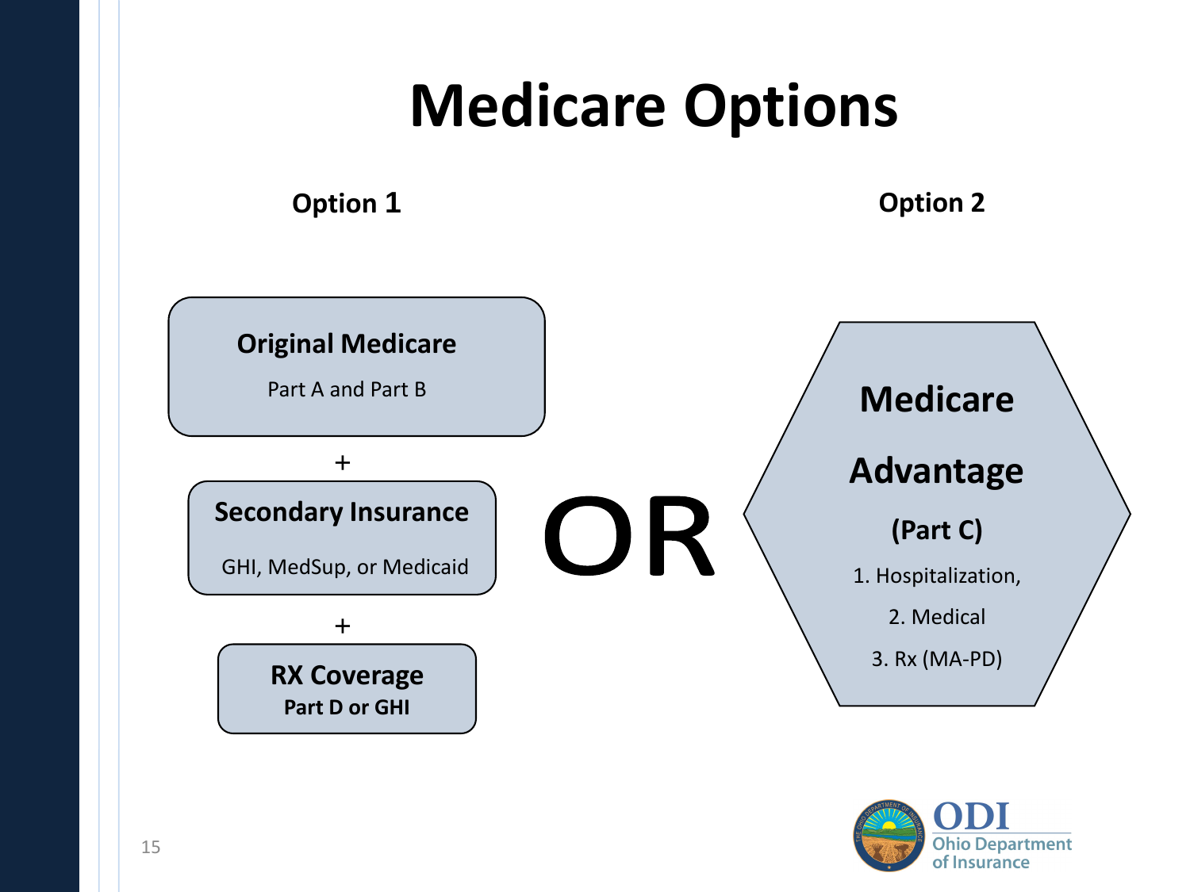# Medicare Options

## Option 1

**Original Medicare**

Part A and Part B

+

**Secondary Insurance**

GHI, MedSup, or Medicaid

+

**RX Coverage**

**Part D or GHI**

## OR

## Option 2

**Medicare Advantage**

**(Part C)**

1. Hospitalization,
2. Medical
3. Rx (MA-PD)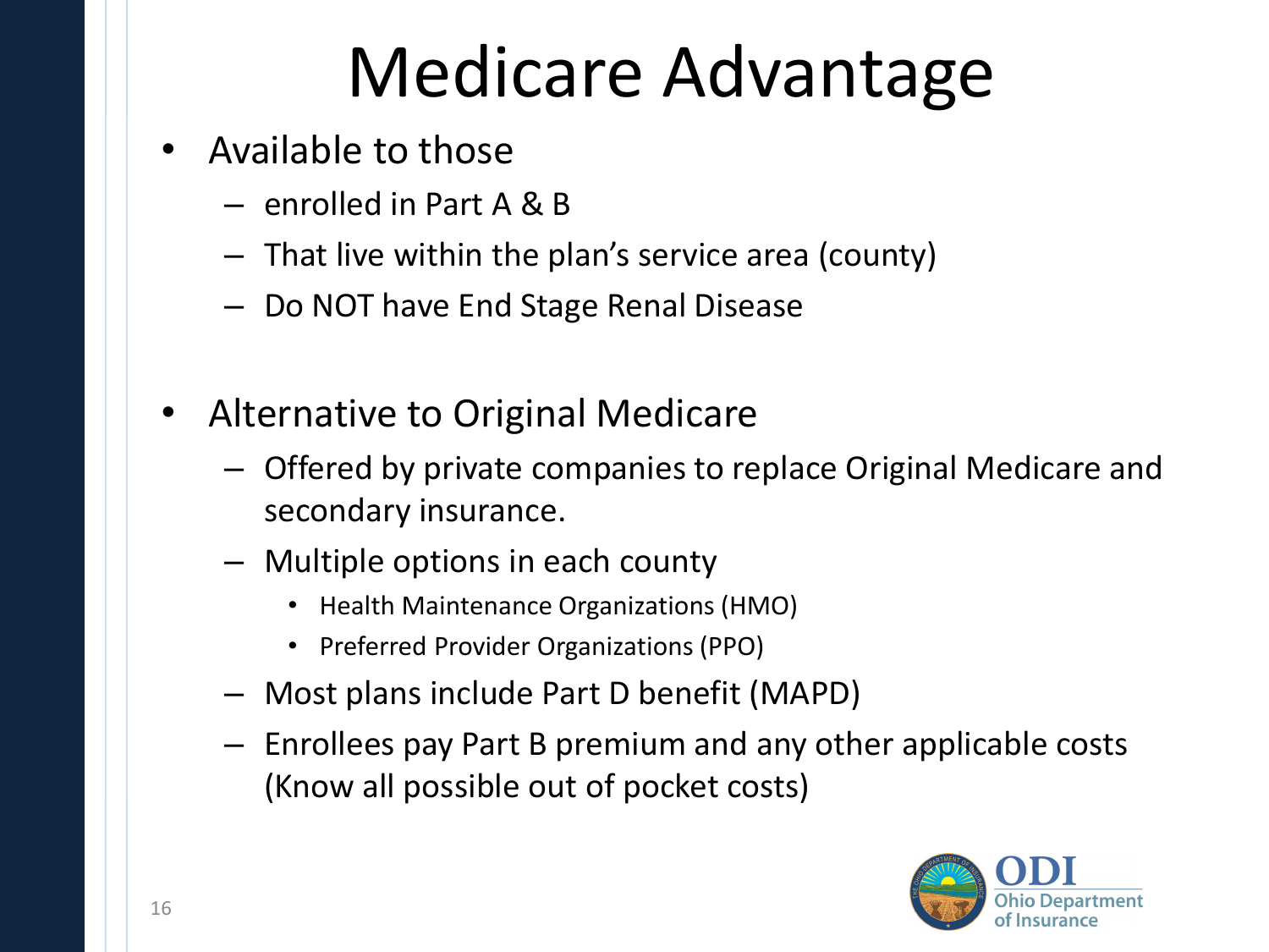# Medicare Advantage

- Available to those
  - enrolled in Part A & B
  - That live within the plan's service area (county)
  - Do NOT have End Stage Renal Disease

- Alternative to Original Medicare
  - Offered by private companies to replace Original Medicare and secondary insurance.
  - Multiple options in each county
    - Health Maintenance Organizations (HMO)
    - Preferred Provider Organizations (PPO)
  - Most plans include Part D benefit (MAPD)
  - Enrollees pay Part B premium and any other applicable costs (Know all possible out of pocket costs)

ODI
Ohio Department of Insurance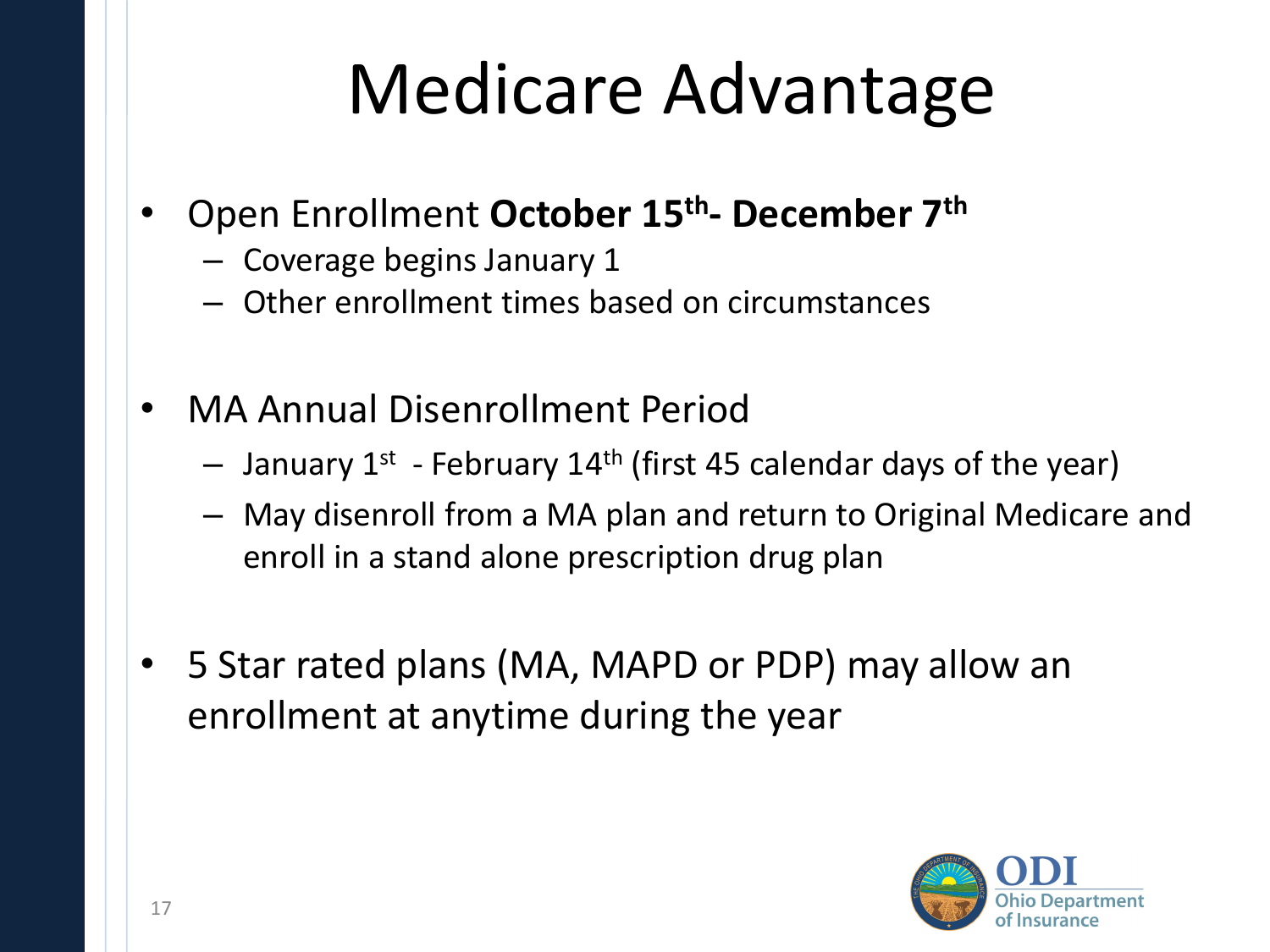# Medicare Advantage

- Open Enrollment **October 15th- December 7th**
  - Coverage begins January 1
  - Other enrollment times based on circumstances
- MA Annual Disenrollment Period
  - January 1st - February 14th (first 45 calendar days of the year)
  - May disenroll from a MA plan and return to Original Medicare and enroll in a stand alone prescription drug plan
- 5 Star rated plans (MA, MAPD or PDP) may allow an enrollment at anytime during the year

ODI Ohio Department of Insurance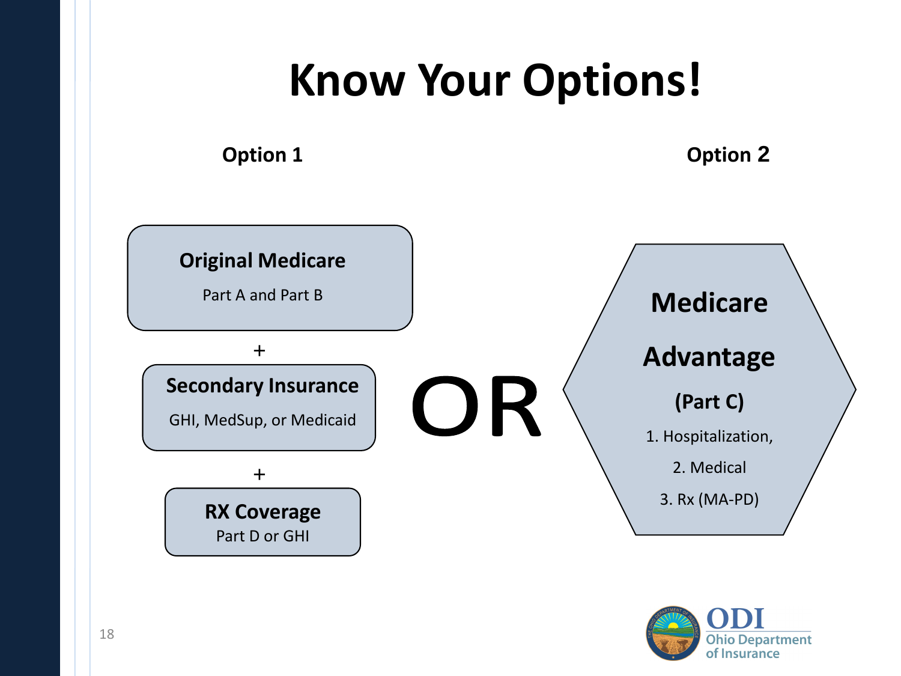# Know Your Options!

## Option 1

**Original Medicare**

Part A and Part B

+

**Secondary Insurance**

GHI, MedSup, or Medicaid

+

**RX Coverage**

Part D or GHI

# OR

## Option 2

**Medicare Advantage (Part C)**

1. Hospitalization,
2. Medical
3. Rx (MA-PD)

ODI Ohio Department of Insurance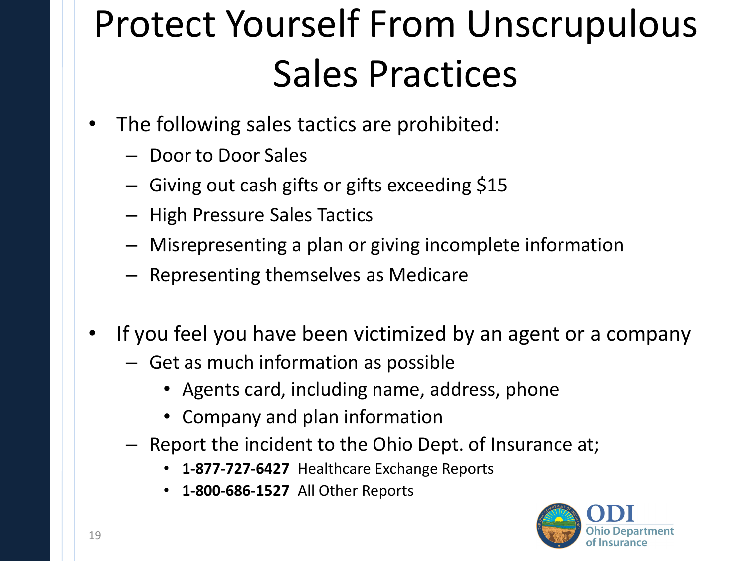# Protect Yourself From Unscrupulous Sales Practices

- The following sales tactics are prohibited:
  - Door to Door Sales
  - Giving out cash gifts or gifts exceeding $15
  - High Pressure Sales Tactics
  - Misrepresenting a plan or giving incomplete information
  - Representing themselves as Medicare

- If you feel you have been victimized by an agent or a company
  - Get as much information as possible
    - Agents card, including name, address, phone
    - Company and plan information
  - Report the incident to the Ohio Dept. of Insurance at;
    - **1-877-727-6427** Healthcare Exchange Reports
    - **1-800-686-1527** All Other Reports

ODI Ohio Department of Insurance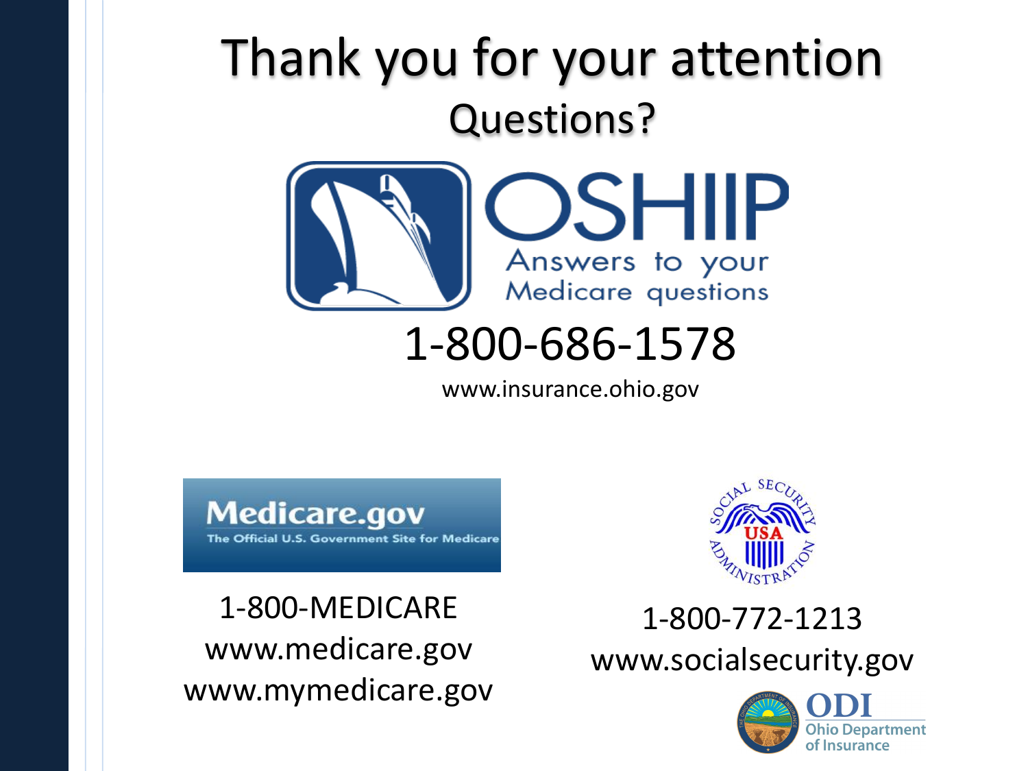# Thank you for your attention

## Questions?

OSHIP

Answers to your Medicare questions

1-800-686-1578

www.insurance.ohio.gov

Medicare.gov

The Official U.S. Government Site for Medicare

1-800-MEDICARE

www.medicare.gov

www.mymedicare.gov

1-800-772-1213

www.socialsecurity.gov

ODI

Ohio Department of Insurance